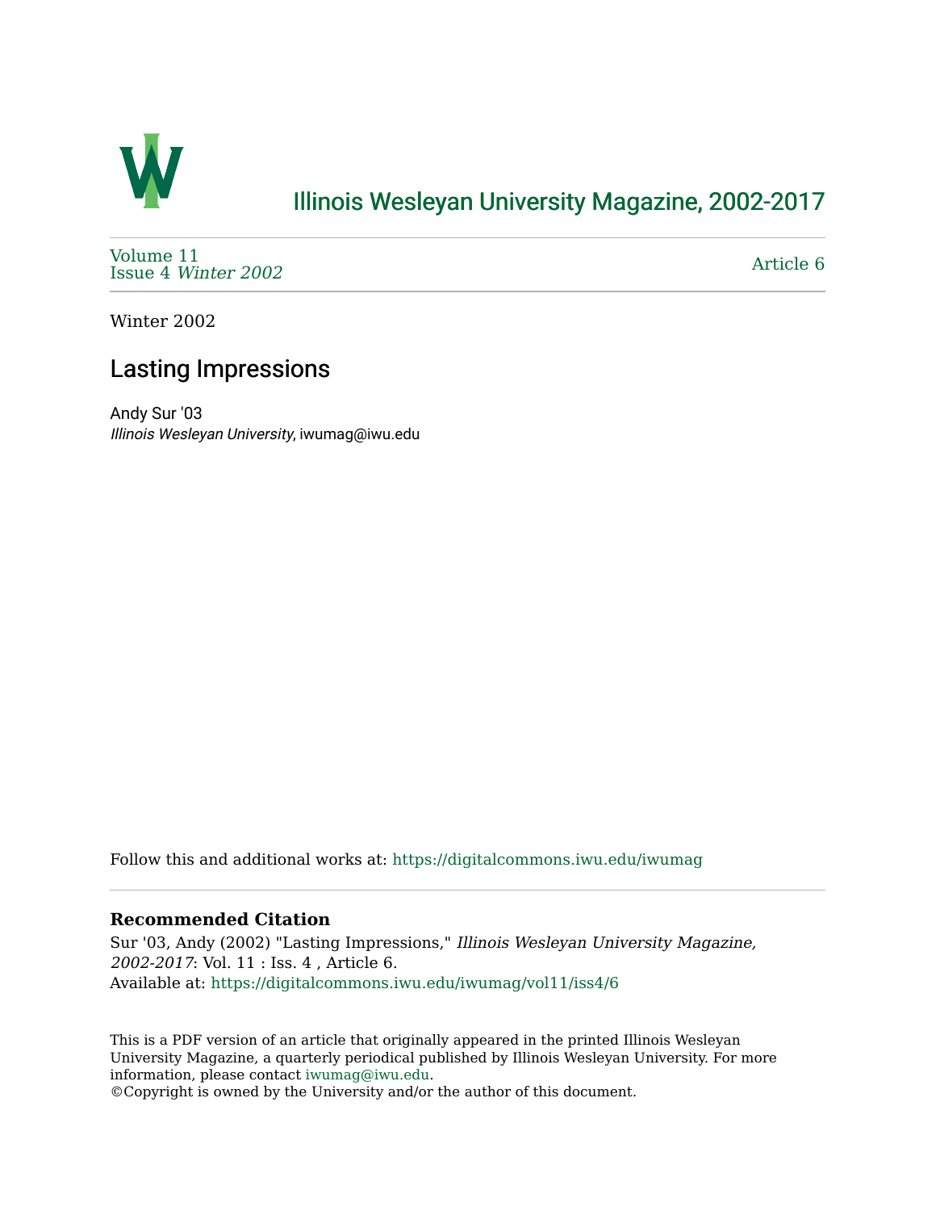# Illinois Wesleyan University Magazine, 2002-2017

Volume 11
Issue 4 *Winter 2002*

Article 6

Winter 2002

## Lasting Impressions

Andy Sur '03
*Illinois Wesleyan University*, iwumag@iwu.edu

Follow this and additional works at: https://digitalcommons.iwu.edu/iwumag

**Recommended Citation**

Sur '03, Andy (2002) "Lasting Impressions," *Illinois Wesleyan University Magazine, 2002-2017*: Vol. 11 : Iss. 4 , Article 6.
Available at: https://digitalcommons.iwu.edu/iwumag/vol11/iss4/6

This is a PDF version of an article that originally appeared in the printed Illinois Wesleyan University Magazine, a quarterly periodical published by Illinois Wesleyan University. For more information, please contact iwumag@iwu.edu.
©Copyright is owned by the University and/or the author of this document.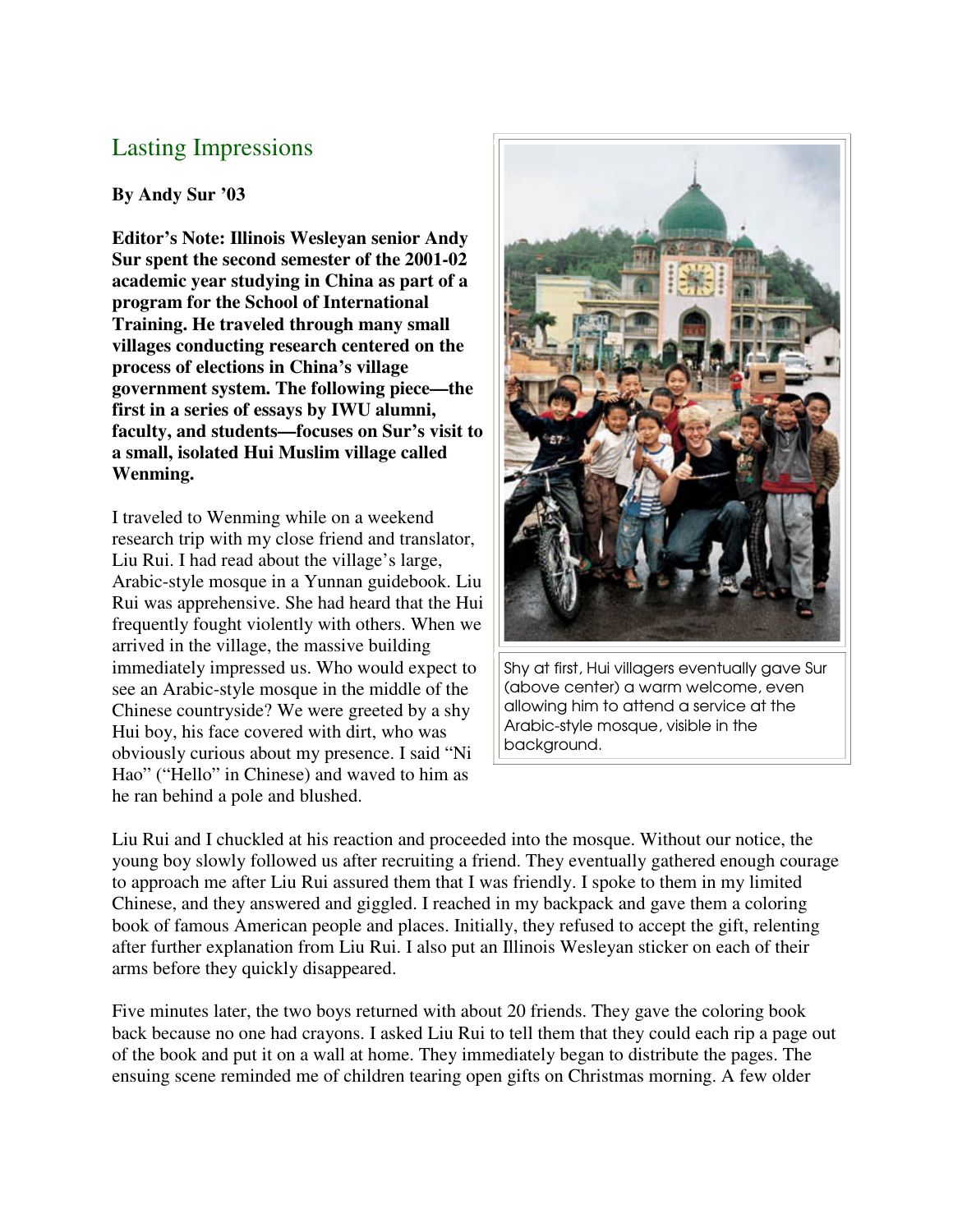## Lasting Impressions

**By Andy Sur '03**

**Editor's Note: Illinois Wesleyan senior Andy Sur spent the second semester of the 2001-02 academic year studying in China as part of a program for the School of International Training. He traveled through many small villages conducting research centered on the process of elections in China's village government system. The following piece—the first in a series of essays by IWU alumni, faculty, and students—focuses on Sur's visit to a small, isolated Hui Muslim village called Wenming.**

I traveled to Wenming while on a weekend research trip with my close friend and translator, Liu Rui. I had read about the village's large, Arabic-style mosque in a Yunnan guidebook. Liu Rui was apprehensive. She had heard that the Hui frequently fought violently with others. When we arrived in the village, the massive building immediately impressed us. Who would expect to see an Arabic-style mosque in the middle of the Chinese countryside? We were greeted by a shy Hui boy, his face covered with dirt, who was obviously curious about my presence. I said "Ni Hao" ("Hello" in Chinese) and waved to him as he ran behind a pole and blushed.

Shy at first, Hui villagers eventually gave Sur (above center) a warm welcome, even allowing him to attend a service at the Arabic-style mosque, visible in the background.

Liu Rui and I chuckled at his reaction and proceeded into the mosque. Without our notice, the young boy slowly followed us after recruiting a friend. They eventually gathered enough courage to approach me after Liu Rui assured them that I was friendly. I spoke to them in my limited Chinese, and they answered and giggled. I reached in my backpack and gave them a coloring book of famous American people and places. Initially, they refused to accept the gift, relenting after further explanation from Liu Rui. I also put an Illinois Wesleyan sticker on each of their arms before they quickly disappeared.

Five minutes later, the two boys returned with about 20 friends. They gave the coloring book back because no one had crayons. I asked Liu Rui to tell them that they could each rip a page out of the book and put it on a wall at home. They immediately began to distribute the pages. The ensuing scene reminded me of children tearing open gifts on Christmas morning. A few older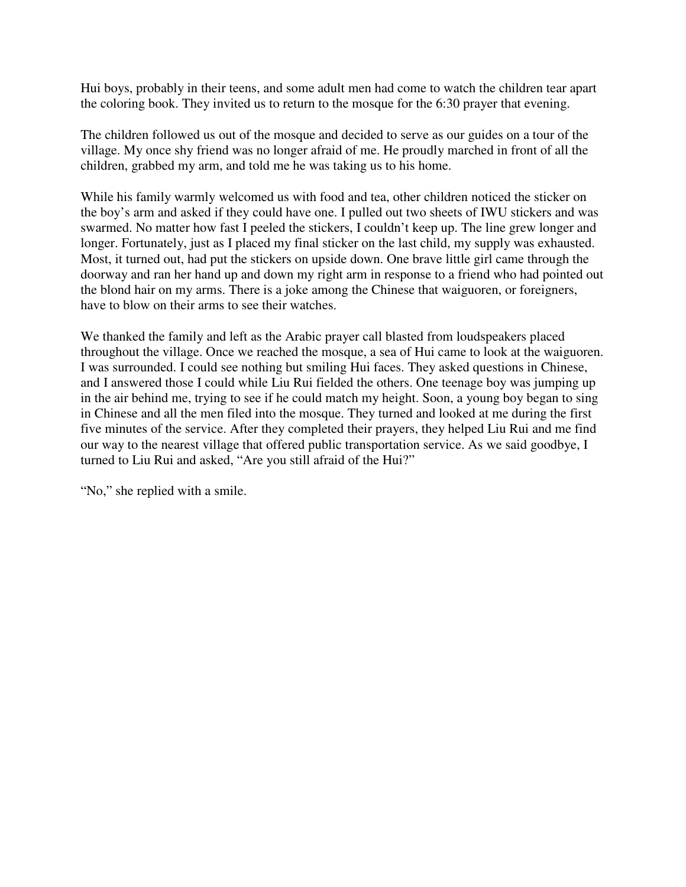Hui boys, probably in their teens, and some adult men had come to watch the children tear apart the coloring book. They invited us to return to the mosque for the 6:30 prayer that evening.

The children followed us out of the mosque and decided to serve as our guides on a tour of the village. My once shy friend was no longer afraid of me. He proudly marched in front of all the children, grabbed my arm, and told me he was taking us to his home.

While his family warmly welcomed us with food and tea, other children noticed the sticker on the boy's arm and asked if they could have one. I pulled out two sheets of IWU stickers and was swarmed. No matter how fast I peeled the stickers, I couldn't keep up. The line grew longer and longer. Fortunately, just as I placed my final sticker on the last child, my supply was exhausted. Most, it turned out, had put the stickers on upside down. One brave little girl came through the doorway and ran her hand up and down my right arm in response to a friend who had pointed out the blond hair on my arms. There is a joke among the Chinese that waiguoren, or foreigners, have to blow on their arms to see their watches.

We thanked the family and left as the Arabic prayer call blasted from loudspeakers placed throughout the village. Once we reached the mosque, a sea of Hui came to look at the waiguoren. I was surrounded. I could see nothing but smiling Hui faces. They asked questions in Chinese, and I answered those I could while Liu Rui fielded the others. One teenage boy was jumping up in the air behind me, trying to see if he could match my height. Soon, a young boy began to sing in Chinese and all the men filed into the mosque. They turned and looked at me during the first five minutes of the service. After they completed their prayers, they helped Liu Rui and me find our way to the nearest village that offered public transportation service. As we said goodbye, I turned to Liu Rui and asked, "Are you still afraid of the Hui?"

"No," she replied with a smile.